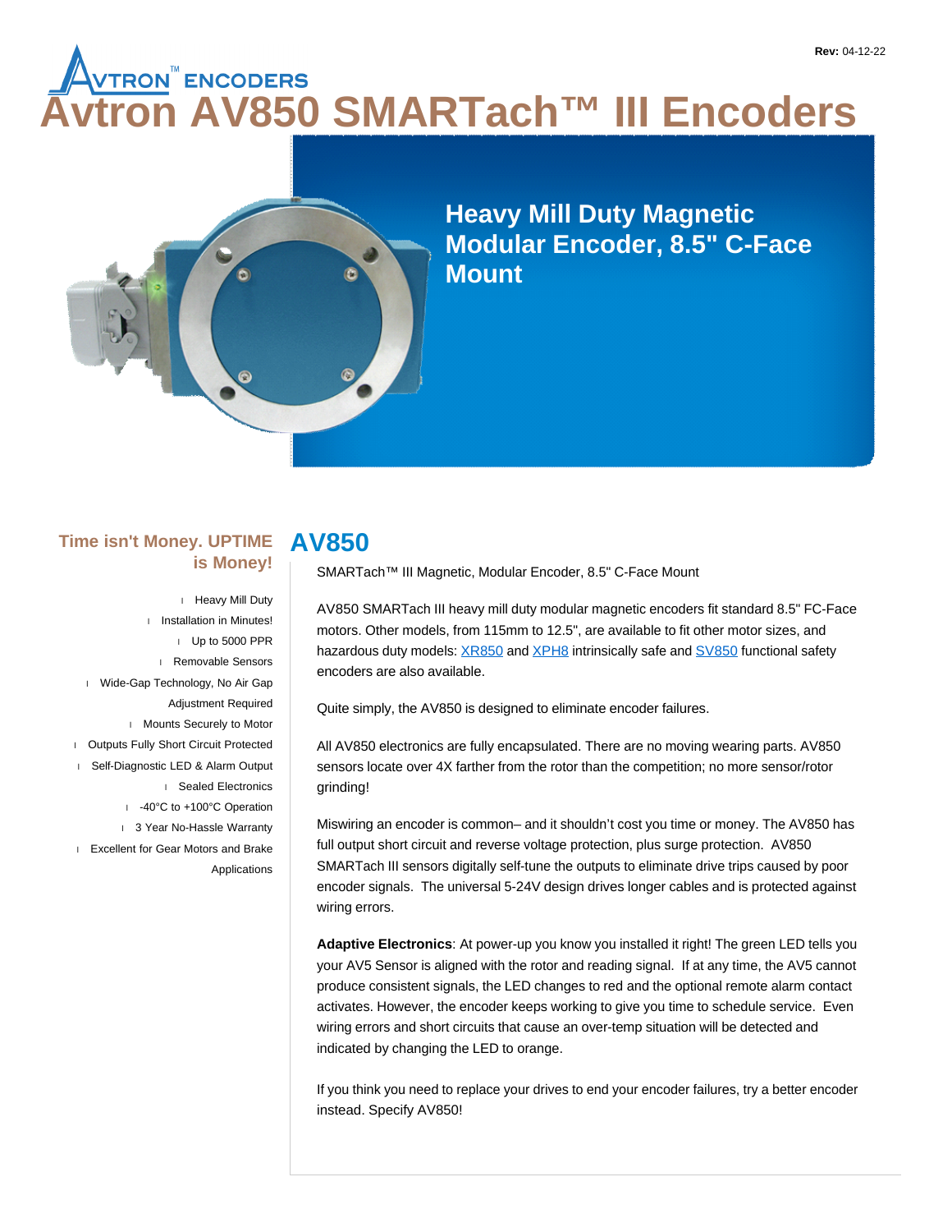Rev: 04-12-22

# Avtron AV850 SMARTach™ III Encoders

## Heavy Mill Duty Magnetic Modular Encoder, 8.5" C-Face Mount

### Time isn't Money. UPTIME is Money!

- Heavy Mill Duty
- Installation in Minutes!
- Up to 5000 PPR
- Removable Sensors
- Wide-Gap Technology, No Air Gap Adjustment Required
- Mounts Securely to Motor
- Outputs Fully Short Circuit Protected
- Self-Diagnostic LED & Alarm Output
- Sealed Electronics
- -40°C to +100°C Operation
- 3 Year No-Hassle Warranty
- Excellent for Gear Motors and Brake Applications

## AV850

SMARTach™ III Magnetic, Modular Encoder, 8.5" C-Face Mount

AV850 SMARTach III heavy mill duty modular magnetic encoders fit standard 8.5" FC-Face motors. Other models, from 115mm to 12.5", are available to fit other motor sizes, and hazardous duty models: XR850 and XPH8 intrinsically safe and SV850 functional safety encoders are also available.

Quite simply, the AV850 is designed to eliminate encoder failures.

All AV850 electronics are fully encapsulated. There are no moving wearing parts. AV850 sensors locate over 4X farther from the rotor than the competition; no more sensor/rotor grinding!

Miswiring an encoder is common– and it shouldn't cost you time or money. The AV850 has full output short circuit and reverse voltage protection, plus surge protection. AV850 SMARTach III sensors digitally self-tune the outputs to eliminate drive trips caused by poor encoder signals. The universal 5-24V design drives longer cables and is protected against wiring errors.

**Adaptive Electronics**: At power-up you know you installed it right! The green LED tells you your AV5 Sensor is aligned with the rotor and reading signal. If at any time, the AV5 cannot produce consistent signals, the LED changes to red and the optional remote alarm contact activates. However, the encoder keeps working to give you time to schedule service. Even wiring errors and short circuits that cause an over-temp situation will be detected and indicated by changing the LED to orange.

If you think you need to replace your drives to end your encoder failures, try a better encoder instead. Specify AV850!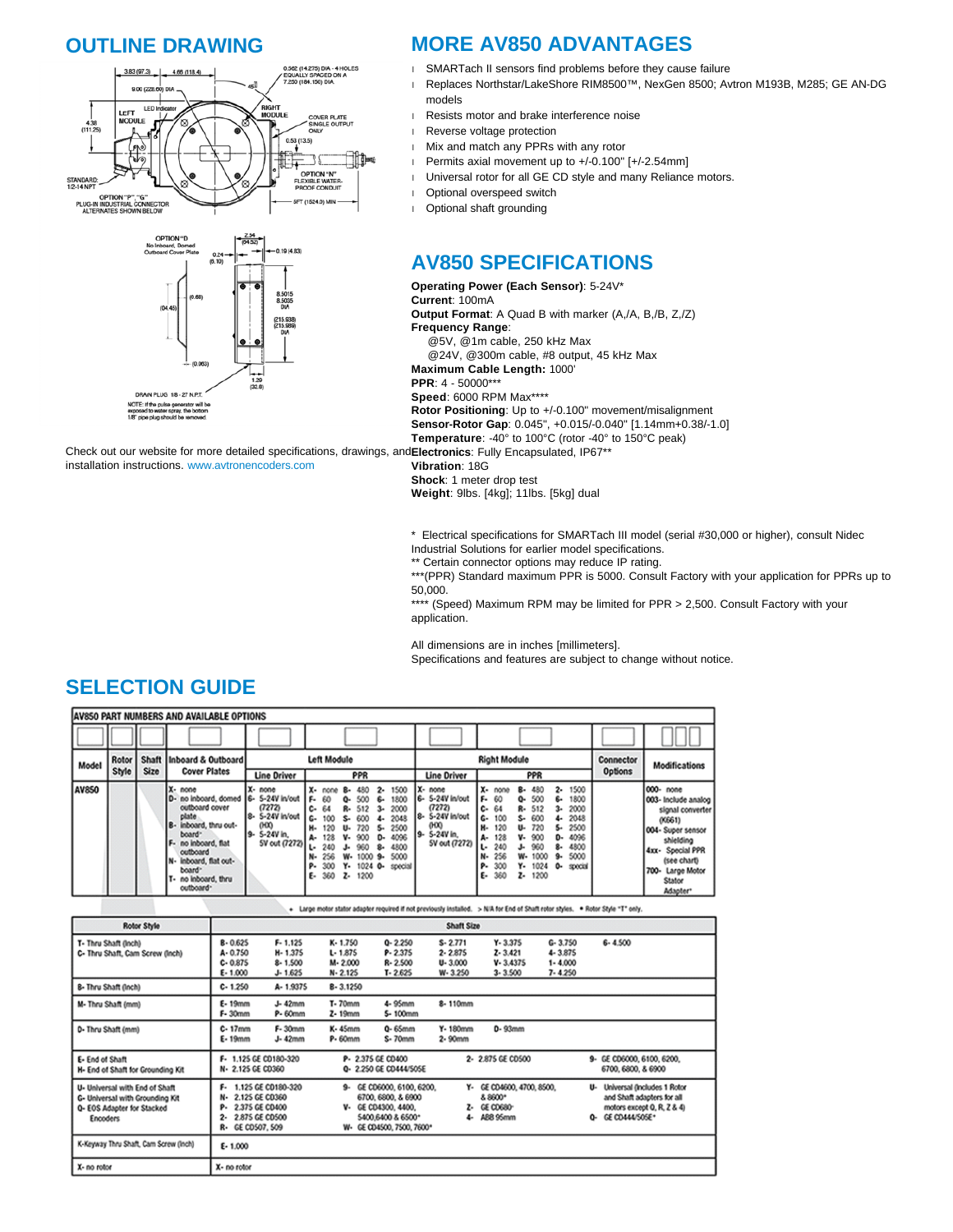## OUTLINE DRAWING

Check out our website for more detailed specifications, drawings, and installation instructions. www.avtronencoders.com

## MORE AV850 ADVANTAGES

- SMARTach II sensors find problems before they cause failure
- Replaces Northstar/LakeShore RIM8500™, NexGen 8500; Avtron M193B, M285; GE AN-DG models
- Resists motor and brake interference noise
- Reverse voltage protection
- Mix and match any PPRs with any rotor
- Permits axial movement up to +/-0.100" [+/-2.54mm]
- Universal rotor for all GE CD style and many Reliance motors.
- Optional overspeed switch
- Optional shaft grounding

## AV850 SPECIFICATIONS

**Operating Power (Each Sensor)**: 5-24V*
**Current**: 100mA
**Output Format**: A Quad B with marker (A,/A, B,/B, Z,/Z)
**Frequency Range**:
 @5V, @1m cable, 250 kHz Max
 @24V, @300m cable, #8 output, 45 kHz Max
**Maximum Cable Length:** 1000'
**PPR**: 4 - 50000***
**Speed**: 6000 RPM Max****
**Rotor Positioning**: Up to +/-0.100" movement/misalignment
**Sensor-Rotor Gap**: 0.045", +0.015/-0.040" [1.14mm+0.38/-1.0]
**Temperature**: -40° to 100°C (rotor -40° to 150°C peak)
**Electronics**: Fully Encapsulated, IP67**
**Vibration**: 18G
**Shock**: 1 meter drop test
**Weight**: 9lbs. [4kg]; 11lbs. [5kg] dual

\* Electrical specifications for SMARTach III model (serial #30,000 or higher), consult Nidec Industrial Solutions for earlier model specifications.
** Certain connector options may reduce IP rating.
***(PPR) Standard maximum PPR is 5000. Consult Factory with your application for PPRs up to 50,000.
**** (Speed) Maximum RPM may be limited for PPR > 2,500. Consult Factory with your application.

All dimensions are in inches [millimeters].
Specifications and features are subject to change without notice.

## SELECTION GUIDE

**AV850 PART NUMBERS AND AVAILABLE OPTIONS**

| Model | Rotor Style | Shaft Size | Inboard & Outboard Cover Plates | Left Module: Line Driver | Left Module: PPR | Right Module: Line Driver | Right Module: PPR | Connector Options | Modifications |
|---|---|---|---|---|---|---|---|---|---|
| AV850 | | | X- none<br>D- no inboard, domed outboard cover plate<br>B- inboard, thru outboard•<br>F- no inboard, flat outboard<br>N- inboard, flat outboard•<br>T- no inboard, thru outboard• | X- none<br>6- 5-24V in/out (7272)<br>8- 5-24V in/out (HX)<br>9- 5-24V in, 5V out (7272) | X- none, F- 60, C- 64, G- 100, H- 120, A- 128, L- 240, N- 256, P- 300, E- 360, B- 480, Q- 500, R- 512, S- 600, U- 720, V- 900, J- 960, W- 1000, Y- 1024, Z- 1200, 2- 1500, 6- 1800, 3- 2000, 4- 2048, 5- 2500, D- 4096, 8- 4800, 9- 5000, 0- special | X- none<br>6- 5-24V in/out (7272)<br>8- 5-24V in/out (HX)<br>9- 5-24V in, 5V out (7272) | X- none, F- 60, C- 64, G- 100, H- 120, A- 128, L- 240, N- 256, P- 300, E- 360, B- 480, Q- 500, R- 512, S- 600, U- 720, V- 900, J- 960, W- 1000, Y- 1024, Z- 1200, 2- 1500, 6- 1800, 3- 2000, 4- 2048, 5- 2500, D- 4096, 8- 4800, 9- 5000, 0- special | | 000- none<br>003- Include analog signal converter (K661)<br>004- Super sensor shielding<br>4xx- Special PPR (see chart)<br>700- Large Motor Stator Adapter+ |

\+ Large motor stator adapter required if not previously installed. > N/A for End of Shaft rotor styles. • Rotor Style "T" only.

| Rotor Style | Shaft Size |
|---|---|
| T- Thru Shaft (Inch)<br>C- Thru Shaft, Cam Screw (Inch) | B- 0.625, A- 0.750, C- 0.875, E- 1.000, F- 1.125, H- 1.375, 8- 1.500, J- 1.625, K- 1.750, L- 1.875, M- 2.000, N- 2.125, Q- 2.250, P- 2.375, R- 2.500, T- 2.625, S- 2.771, 2- 2.875, U- 3.000, W- 3.250, Y- 3.375, Z- 3.421, V- 3.4375, 3- 3.500, G- 3.750, 4- 3.875, 1- 4.000, 7- 4.250, 6- 4.500 |
| B- Thru Shaft (Inch) | C- 1.250, A- 1.9375, B- 3.1250 |
| M- Thru Shaft (mm) | E- 19mm, F- 30mm, J- 42mm, P- 60mm, T- 70mm, Z- 19mm, 4- 95mm, 5- 100mm, 8- 110mm |
| D- Thru Shaft (mm) | C- 17mm, E- 19mm, F- 30mm, J- 42mm, K- 45mm, P- 60mm, Q- 65mm, S- 70mm, Y- 180mm, 2- 90mm, D- 93mm |
| E- End of Shaft<br>H- End of Shaft for Grounding Kit | F- 1.125 GE CD180-320, N- 2.125 GE CD360, P- 2.375 GE CD400, Q- 2.250 GE CD444/505E, 2- 2.875 GE CD500, 9- GE CD6000, 6100, 6200, 6700, 6800, & 6900 |
| U- Universal with End of Shaft<br>G- Universal with Grounding Kit<br>Q- EOS Adapter for Stacked Encoders | F- 1.125 GE CD180-320, N- 2.125 GE CD360, P- 2.375 GE CD400, 2- 2.875 GE CD500, R- GE CD507, 509, 9- GE CD6000, 6100, 6200, 6700, 6800, & 6900, V- GE CD4300, 4400, 5400,6400 & 6500*, W- GE CD4500, 7500, 7600*, Y- GE CD4600, 4700, 8500, & 8600*, Z- GE CD680*, 4- ABB 95mm, U- Universal (Includes 1 Rotor and Shaft adapters for all motors except Q, R, Z & 4), Q- GE CD444/505E* |
| K-Keyway Thru Shaft, Cam Screw (Inch) | E- 1.000 |
| X- no rotor | X- no rotor |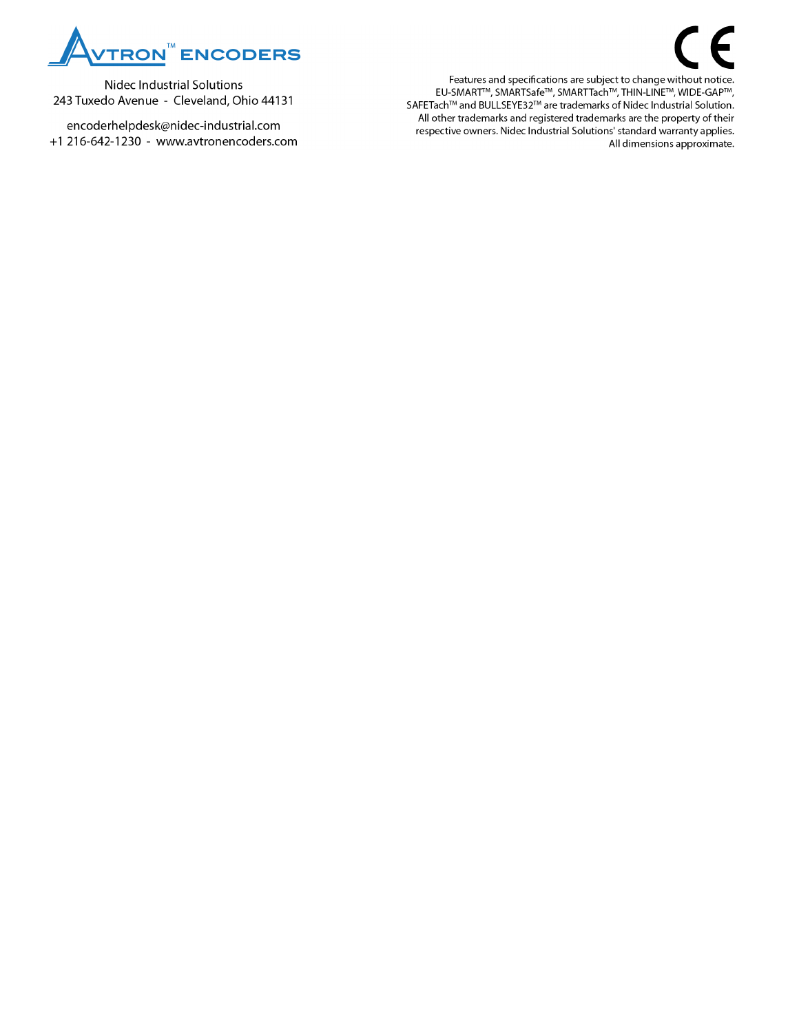AVTRON™ ENCODERS

Nidec Industrial Solutions
243 Tuxedo Avenue - Cleveland, Ohio 44131

encoderhelpdesk@nidec-industrial.com
+1 216-642-1230 - www.avtronencoders.com

CE

Features and specifications are subject to change without notice.
EU-SMART™, SMARTSafe™, SMARTTach™, THIN-LINE™, WIDE-GAP™,
SAFETach™ and BULLSEYE32™ are trademarks of Nidec Industrial Solution.
All other trademarks and registered trademarks are the property of their respective owners. Nidec Industrial Solutions' standard warranty applies.
All dimensions approximate.